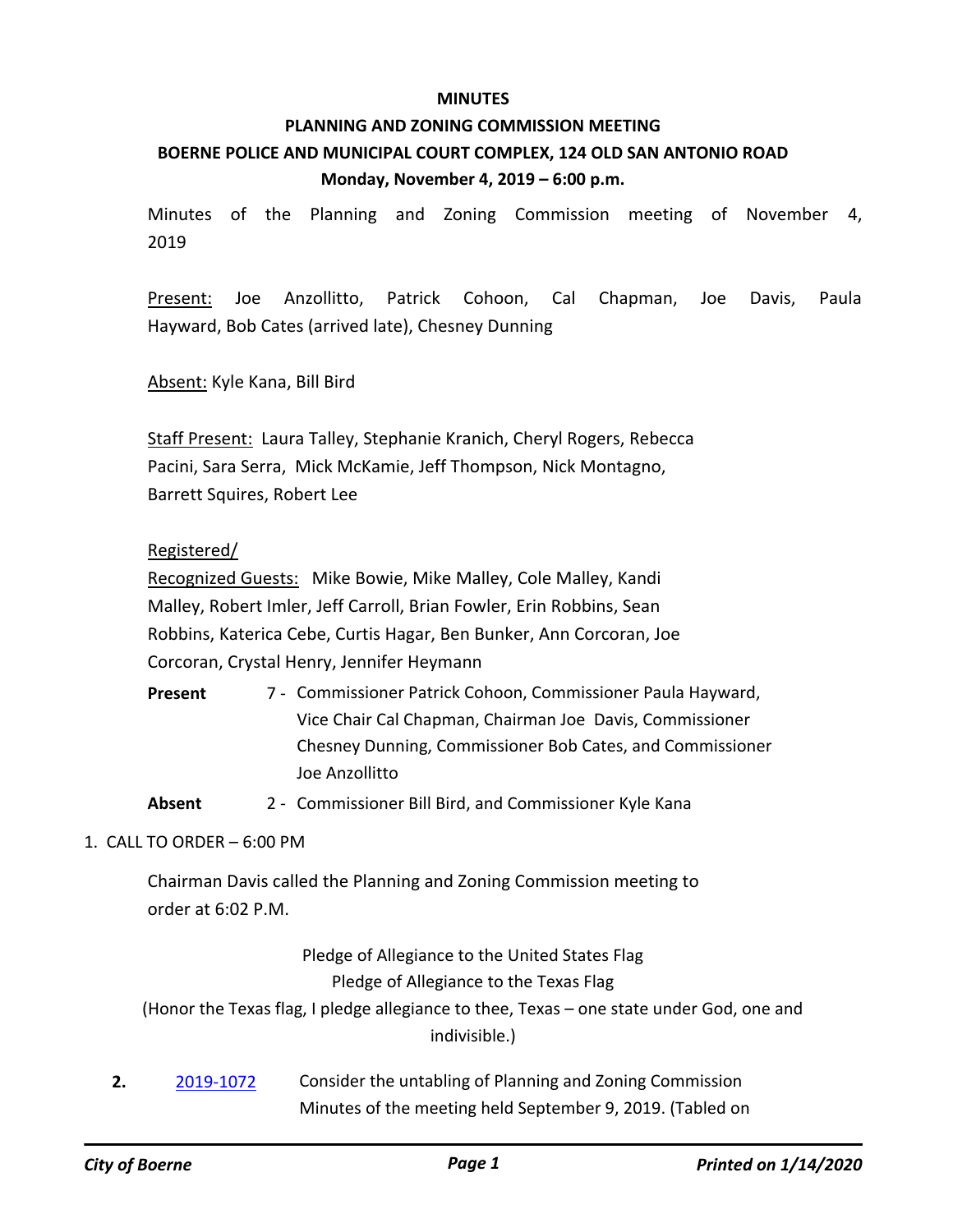**MINUTES**

**PLANNING AND ZONING COMMISSION MEETING**

**BOERNE POLICE AND MUNICIPAL COURT COMPLEX, 124 OLD SAN ANTONIO ROAD**

**Monday, November 4, 2019 – 6:00 p.m.**

Minutes of the Planning and Zoning Commission meeting of November 4, 2019

Present: Joe Anzollitto, Patrick Cohoon, Cal Chapman, Joe Davis, Paula Hayward, Bob Cates (arrived late), Chesney Dunning

Absent: Kyle Kana, Bill Bird

Staff Present: Laura Talley, Stephanie Kranich, Cheryl Rogers, Rebecca Pacini, Sara Serra, Mick McKamie, Jeff Thompson, Nick Montagno, Barrett Squires, Robert Lee

Registered/
Recognized Guests: Mike Bowie, Mike Malley, Cole Malley, Kandi Malley, Robert Imler, Jeff Carroll, Brian Fowler, Erin Robbins, Sean Robbins, Katerica Cebe, Curtis Hagar, Ben Bunker, Ann Corcoran, Joe Corcoran, Crystal Henry, Jennifer Heymann

**Present** 7 - Commissioner Patrick Cohoon, Commissioner Paula Hayward, Vice Chair Cal Chapman, Chairman Joe Davis, Commissioner Chesney Dunning, Commissioner Bob Cates, and Commissioner Joe Anzollitto

**Absent** 2 - Commissioner Bill Bird, and Commissioner Kyle Kana

1. CALL TO ORDER – 6:00 PM

Chairman Davis called the Planning and Zoning Commission meeting to order at 6:02 P.M.

Pledge of Allegiance to the United States Flag
Pledge of Allegiance to the Texas Flag
(Honor the Texas flag, I pledge allegiance to thee, Texas – one state under God, one and indivisible.)

**2.** 2019-1072 Consider the untabling of Planning and Zoning Commission Minutes of the meeting held September 9, 2019. (Tabled on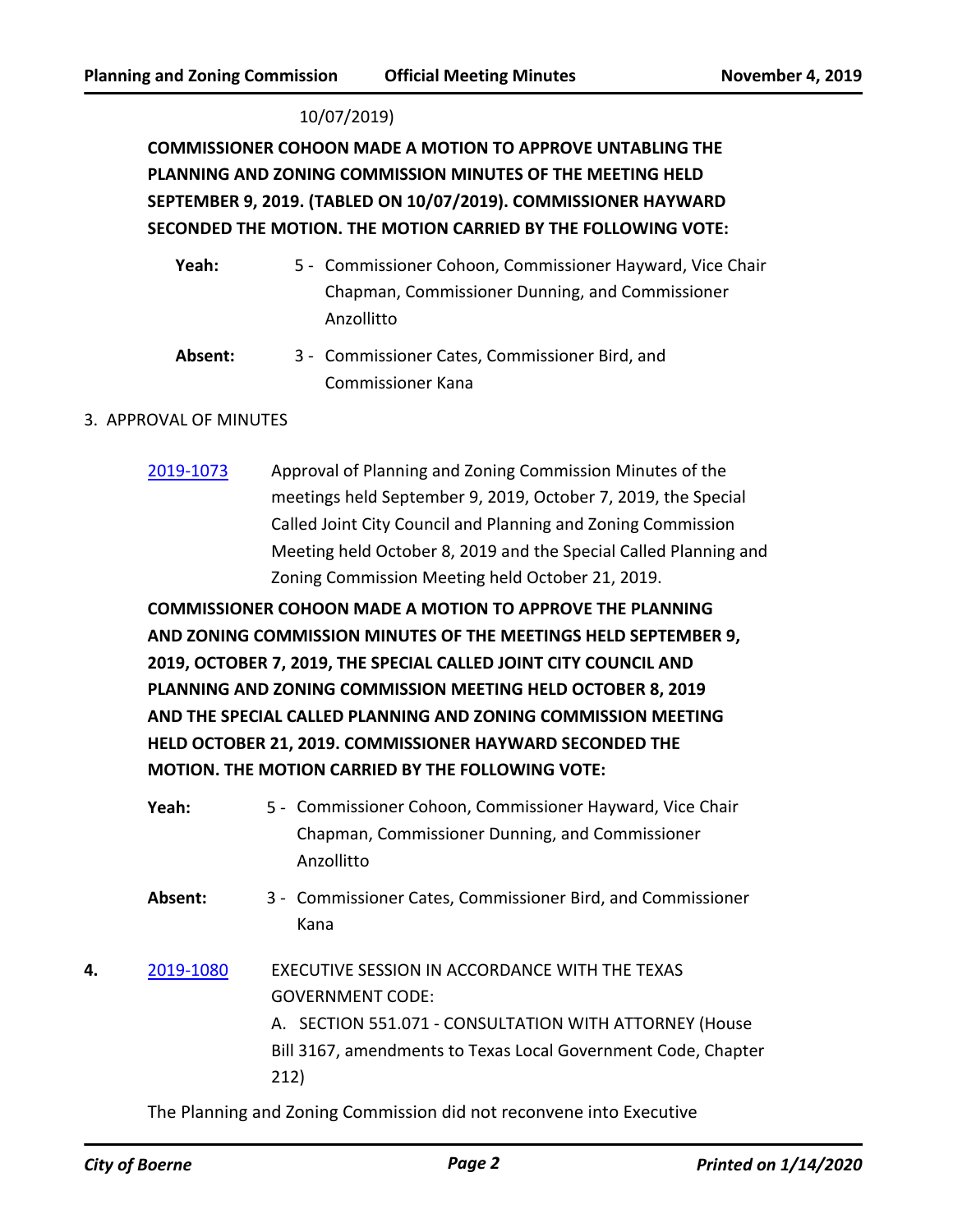10/07/2019)

**COMMISSIONER COHOON MADE A MOTION TO APPROVE UNTABLING THE PLANNING AND ZONING COMMISSION MINUTES OF THE MEETING HELD SEPTEMBER 9, 2019. (TABLED ON 10/07/2019). COMMISSIONER HAYWARD SECONDED THE MOTION. THE MOTION CARRIED BY THE FOLLOWING VOTE:**

**Yeah:** 5 - Commissioner Cohoon, Commissioner Hayward, Vice Chair Chapman, Commissioner Dunning, and Commissioner Anzollitto

**Absent:** 3 - Commissioner Cates, Commissioner Bird, and Commissioner Kana

3. APPROVAL OF MINUTES

[2019-1073] Approval of Planning and Zoning Commission Minutes of the meetings held September 9, 2019, October 7, 2019, the Special Called Joint City Council and Planning and Zoning Commission Meeting held October 8, 2019 and the Special Called Planning and Zoning Commission Meeting held October 21, 2019.

**COMMISSIONER COHOON MADE A MOTION TO APPROVE THE PLANNING AND ZONING COMMISSION MINUTES OF THE MEETINGS HELD SEPTEMBER 9, 2019, OCTOBER 7, 2019, THE SPECIAL CALLED JOINT CITY COUNCIL AND PLANNING AND ZONING COMMISSION MEETING HELD OCTOBER 8, 2019 AND THE SPECIAL CALLED PLANNING AND ZONING COMMISSION MEETING HELD OCTOBER 21, 2019. COMMISSIONER HAYWARD SECONDED THE MOTION. THE MOTION CARRIED BY THE FOLLOWING VOTE:**

**Yeah:** 5 - Commissioner Cohoon, Commissioner Hayward, Vice Chair Chapman, Commissioner Dunning, and Commissioner Anzollitto

**Absent:** 3 - Commissioner Cates, Commissioner Bird, and Commissioner Kana

**4.** [2019-1080] EXECUTIVE SESSION IN ACCORDANCE WITH THE TEXAS GOVERNMENT CODE:
A. SECTION 551.071 - CONSULTATION WITH ATTORNEY (House Bill 3167, amendments to Texas Local Government Code, Chapter 212)

The Planning and Zoning Commission did not reconvene into Executive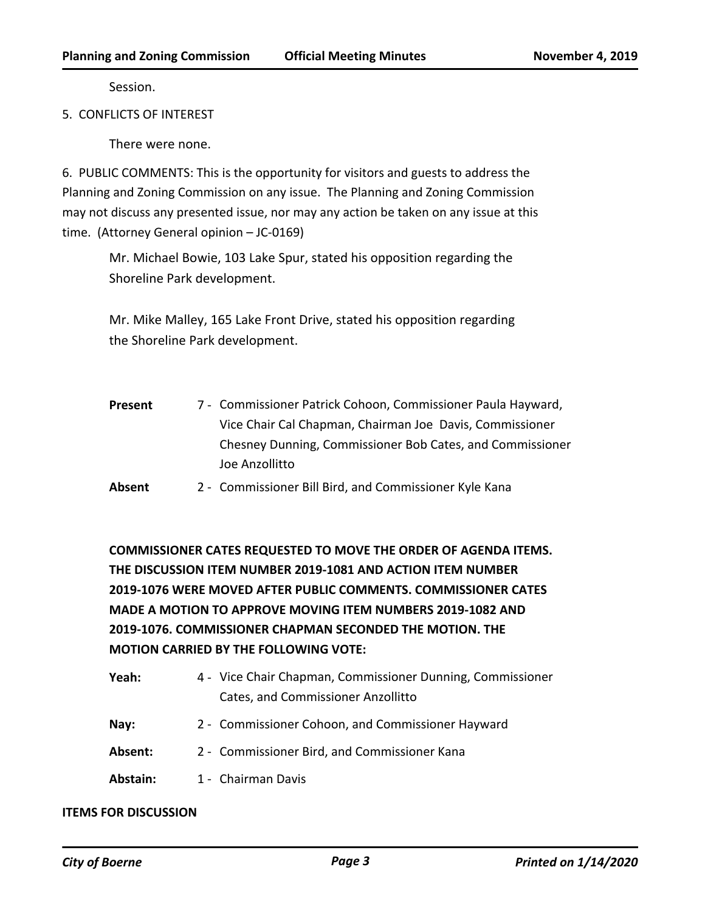Session.

5. CONFLICTS OF INTEREST

There were none.

6. PUBLIC COMMENTS: This is the opportunity for visitors and guests to address the Planning and Zoning Commission on any issue. The Planning and Zoning Commission may not discuss any presented issue, nor may any action be taken on any issue at this time. (Attorney General opinion – JC-0169)

Mr. Michael Bowie, 103 Lake Spur, stated his opposition regarding the Shoreline Park development.

Mr. Mike Malley, 165 Lake Front Drive, stated his opposition regarding the Shoreline Park development.

| | |
|---|---|
| **Present** | 7 - Commissioner Patrick Cohoon, Commissioner Paula Hayward, Vice Chair Cal Chapman, Chairman Joe Davis, Commissioner Chesney Dunning, Commissioner Bob Cates, and Commissioner Joe Anzollitto |
| **Absent** | 2 - Commissioner Bill Bird, and Commissioner Kyle Kana |

**COMMISSIONER CATES REQUESTED TO MOVE THE ORDER OF AGENDA ITEMS. THE DISCUSSION ITEM NUMBER 2019-1081 AND ACTION ITEM NUMBER 2019-1076 WERE MOVED AFTER PUBLIC COMMENTS. COMMISSIONER CATES MADE A MOTION TO APPROVE MOVING ITEM NUMBERS 2019-1082 AND 2019-1076. COMMISSIONER CHAPMAN SECONDED THE MOTION. THE MOTION CARRIED BY THE FOLLOWING VOTE:**

| | |
|---|---|
| **Yeah:** | 4 - Vice Chair Chapman, Commissioner Dunning, Commissioner Cates, and Commissioner Anzollitto |
| **Nay:** | 2 - Commissioner Cohoon, and Commissioner Hayward |
| **Absent:** | 2 - Commissioner Bird, and Commissioner Kana |
| **Abstain:** | 1 - Chairman Davis |

**ITEMS FOR DISCUSSION**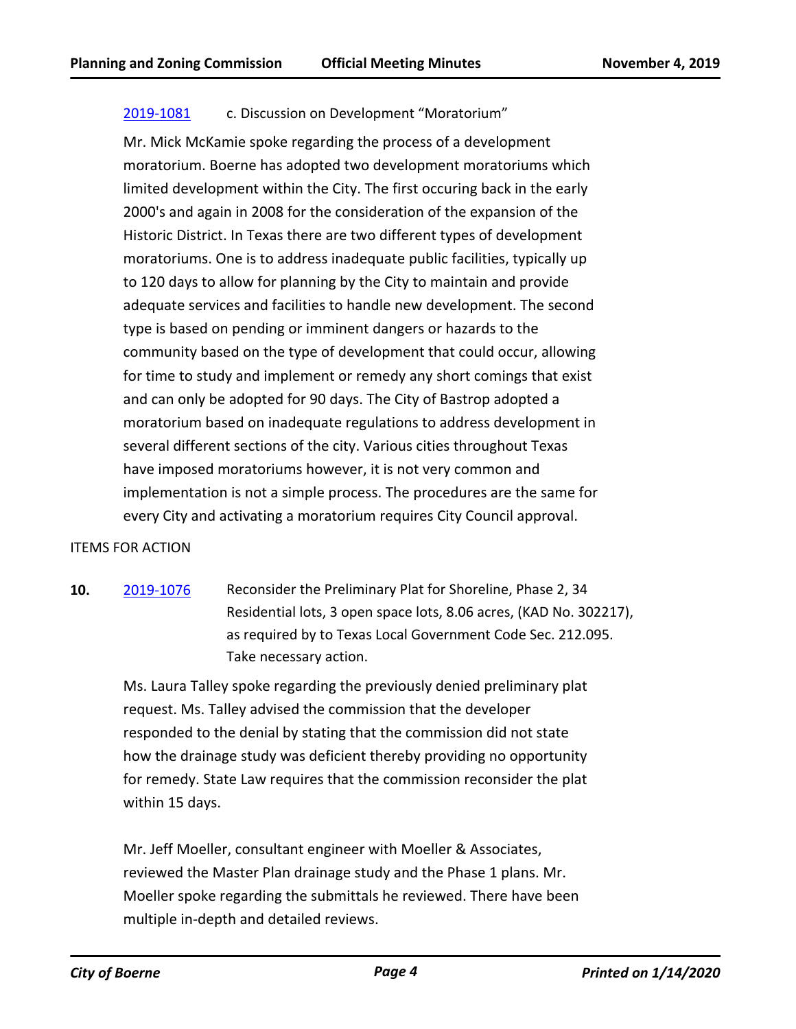2019-1081 c. Discussion on Development "Moratorium"

Mr. Mick McKamie spoke regarding the process of a development moratorium. Boerne has adopted two development moratoriums which limited development within the City. The first occuring back in the early 2000's and again in 2008 for the consideration of the expansion of the Historic District. In Texas there are two different types of development moratoriums. One is to address inadequate public facilities, typically up to 120 days to allow for planning by the City to maintain and provide adequate services and facilities to handle new development. The second type is based on pending or imminent dangers or hazards to the community based on the type of development that could occur, allowing for time to study and implement or remedy any short comings that exist and can only be adopted for 90 days. The City of Bastrop adopted a moratorium based on inadequate regulations to address development in several different sections of the city. Various cities throughout Texas have imposed moratoriums however, it is not very common and implementation is not a simple process. The procedures are the same for every City and activating a moratorium requires City Council approval.

ITEMS FOR ACTION

**10.** 2019-1076 Reconsider the Preliminary Plat for Shoreline, Phase 2, 34 Residential lots, 3 open space lots, 8.06 acres, (KAD No. 302217), as required by to Texas Local Government Code Sec. 212.095. Take necessary action.

Ms. Laura Talley spoke regarding the previously denied preliminary plat request. Ms. Talley advised the commission that the developer responded to the denial by stating that the commission did not state how the drainage study was deficient thereby providing no opportunity for remedy. State Law requires that the commission reconsider the plat within 15 days.

Mr. Jeff Moeller, consultant engineer with Moeller & Associates, reviewed the Master Plan drainage study and the Phase 1 plans. Mr. Moeller spoke regarding the submittals he reviewed. There have been multiple in-depth and detailed reviews.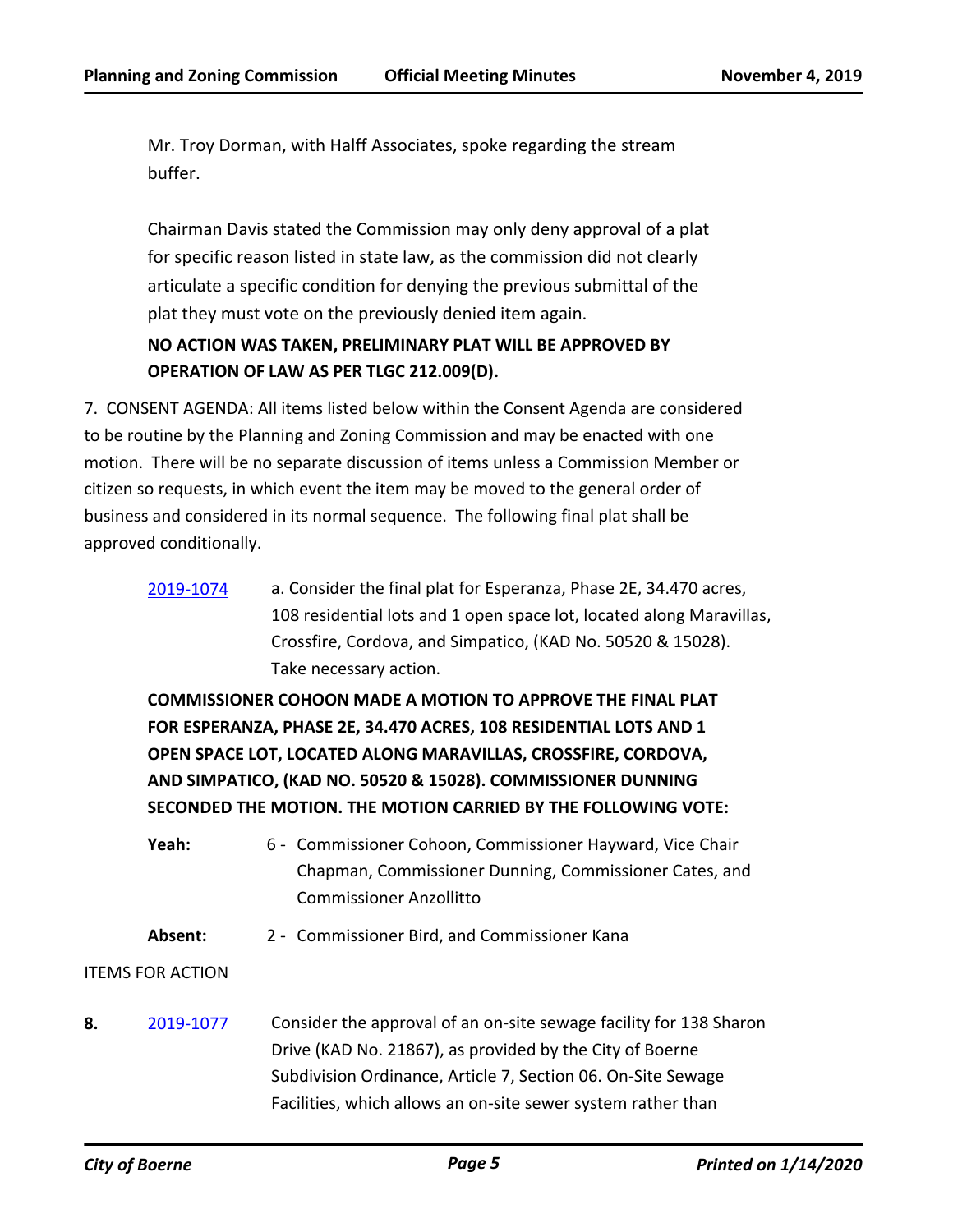Mr. Troy Dorman, with Halff Associates, spoke regarding the stream buffer.

Chairman Davis stated the Commission may only deny approval of a plat for specific reason listed in state law, as the commission did not clearly articulate a specific condition for denying the previous submittal of the plat they must vote on the previously denied item again.

**NO ACTION WAS TAKEN, PRELIMINARY PLAT WILL BE APPROVED BY OPERATION OF LAW AS PER TLGC 212.009(D).**

7. CONSENT AGENDA: All items listed below within the Consent Agenda are considered to be routine by the Planning and Zoning Commission and may be enacted with one motion. There will be no separate discussion of items unless a Commission Member or citizen so requests, in which event the item may be moved to the general order of business and considered in its normal sequence. The following final plat shall be approved conditionally.

2019-1074 a. Consider the final plat for Esperanza, Phase 2E, 34.470 acres, 108 residential lots and 1 open space lot, located along Maravillas, Crossfire, Cordova, and Simpatico, (KAD No. 50520 & 15028). Take necessary action.

**COMMISSIONER COHOON MADE A MOTION TO APPROVE THE FINAL PLAT FOR ESPERANZA, PHASE 2E, 34.470 ACRES, 108 RESIDENTIAL LOTS AND 1 OPEN SPACE LOT, LOCATED ALONG MARAVILLAS, CROSSFIRE, CORDOVA, AND SIMPATICO, (KAD NO. 50520 & 15028). COMMISSIONER DUNNING SECONDED THE MOTION. THE MOTION CARRIED BY THE FOLLOWING VOTE:**

**Yeah:** 6 - Commissioner Cohoon, Commissioner Hayward, Vice Chair Chapman, Commissioner Dunning, Commissioner Cates, and Commissioner Anzollitto

**Absent:** 2 - Commissioner Bird, and Commissioner Kana

ITEMS FOR ACTION

**8.** 2019-1077 Consider the approval of an on-site sewage facility for 138 Sharon Drive (KAD No. 21867), as provided by the City of Boerne Subdivision Ordinance, Article 7, Section 06. On-Site Sewage Facilities, which allows an on-site sewer system rather than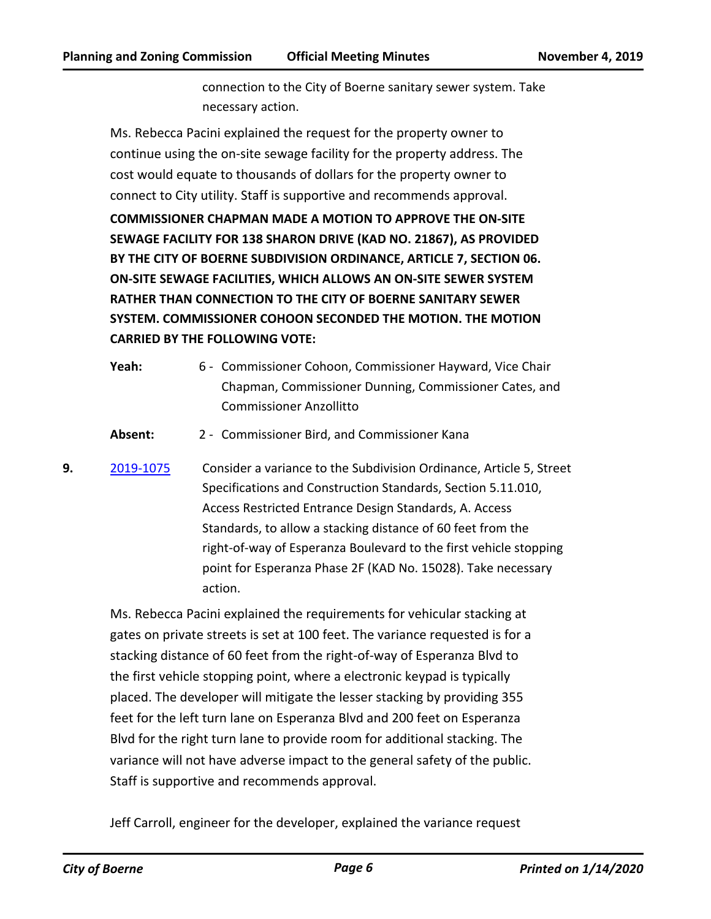connection to the City of Boerne sanitary sewer system. Take necessary action.

Ms. Rebecca Pacini explained the request for the property owner to continue using the on-site sewage facility for the property address. The cost would equate to thousands of dollars for the property owner to connect to City utility. Staff is supportive and recommends approval.

**COMMISSIONER CHAPMAN MADE A MOTION TO APPROVE THE ON-SITE SEWAGE FACILITY FOR 138 SHARON DRIVE (KAD NO. 21867), AS PROVIDED BY THE CITY OF BOERNE SUBDIVISION ORDINANCE, ARTICLE 7, SECTION 06. ON-SITE SEWAGE FACILITIES, WHICH ALLOWS AN ON-SITE SEWER SYSTEM RATHER THAN CONNECTION TO THE CITY OF BOERNE SANITARY SEWER SYSTEM. COMMISSIONER COHOON SECONDED THE MOTION. THE MOTION CARRIED BY THE FOLLOWING VOTE:**

**Yeah:** 6 - Commissioner Cohoon, Commissioner Hayward, Vice Chair Chapman, Commissioner Dunning, Commissioner Cates, and Commissioner Anzollitto

**Absent:** 2 - Commissioner Bird, and Commissioner Kana

**9.** [2019-1075] Consider a variance to the Subdivision Ordinance, Article 5, Street Specifications and Construction Standards, Section 5.11.010, Access Restricted Entrance Design Standards, A. Access Standards, to allow a stacking distance of 60 feet from the right-of-way of Esperanza Boulevard to the first vehicle stopping point for Esperanza Phase 2F (KAD No. 15028). Take necessary action.

Ms. Rebecca Pacini explained the requirements for vehicular stacking at gates on private streets is set at 100 feet. The variance requested is for a stacking distance of 60 feet from the right-of-way of Esperanza Blvd to the first vehicle stopping point, where a electronic keypad is typically placed. The developer will mitigate the lesser stacking by providing 355 feet for the left turn lane on Esperanza Blvd and 200 feet on Esperanza Blvd for the right turn lane to provide room for additional stacking. The variance will not have adverse impact to the general safety of the public. Staff is supportive and recommends approval.

Jeff Carroll, engineer for the developer, explained the variance request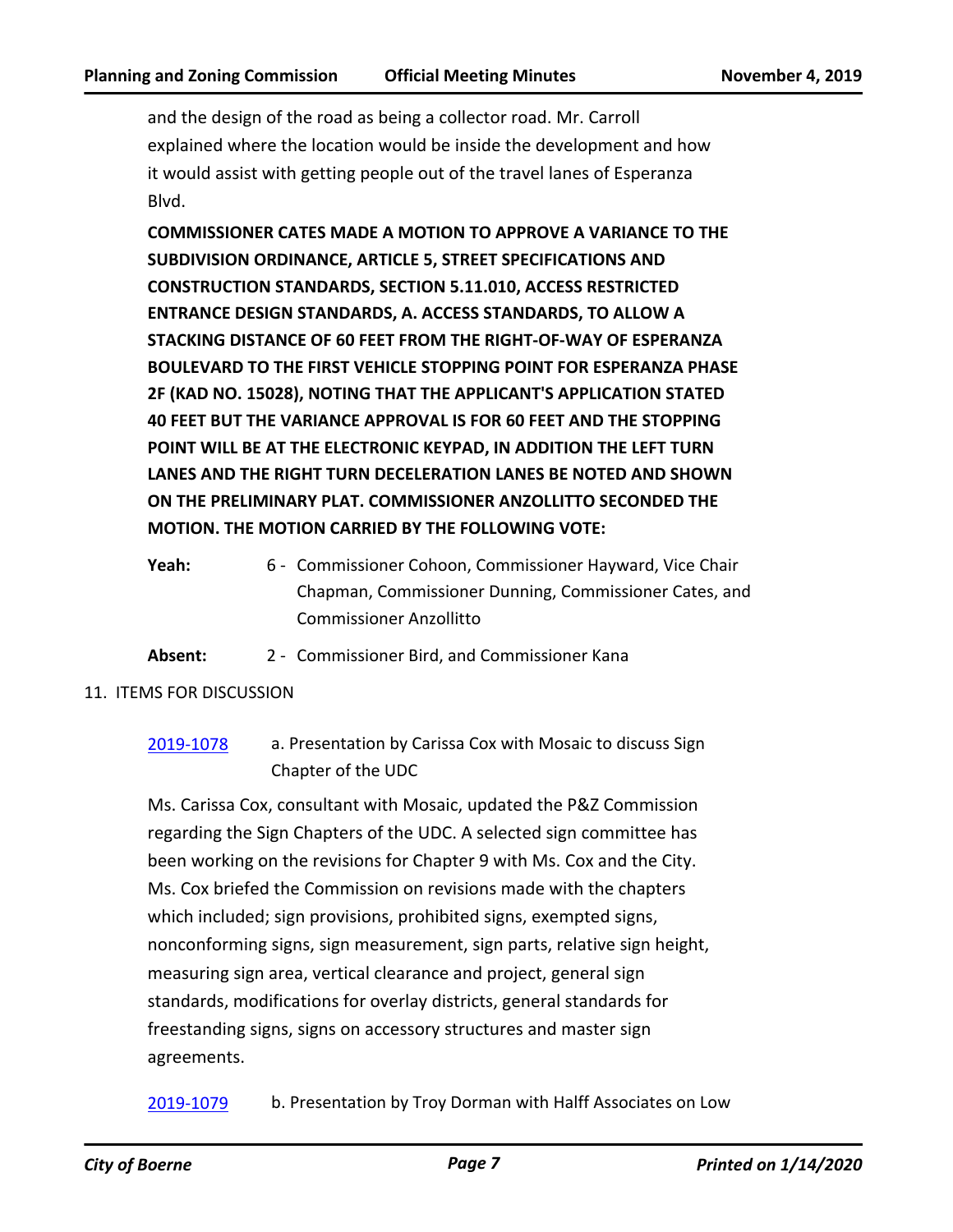and the design of the road as being a collector road. Mr. Carroll explained where the location would be inside the development and how it would assist with getting people out of the travel lanes of Esperanza Blvd.

**COMMISSIONER CATES MADE A MOTION TO APPROVE A VARIANCE TO THE SUBDIVISION ORDINANCE, ARTICLE 5, STREET SPECIFICATIONS AND CONSTRUCTION STANDARDS, SECTION 5.11.010, ACCESS RESTRICTED ENTRANCE DESIGN STANDARDS, A. ACCESS STANDARDS, TO ALLOW A STACKING DISTANCE OF 60 FEET FROM THE RIGHT-OF-WAY OF ESPERANZA BOULEVARD TO THE FIRST VEHICLE STOPPING POINT FOR ESPERANZA PHASE 2F (KAD NO. 15028), NOTING THAT THE APPLICANT'S APPLICATION STATED 40 FEET BUT THE VARIANCE APPROVAL IS FOR 60 FEET AND THE STOPPING POINT WILL BE AT THE ELECTRONIC KEYPAD, IN ADDITION THE LEFT TURN LANES AND THE RIGHT TURN DECELERATION LANES BE NOTED AND SHOWN ON THE PRELIMINARY PLAT. COMMISSIONER ANZOLLITTO SECONDED THE MOTION. THE MOTION CARRIED BY THE FOLLOWING VOTE:**

**Yeah:** 6 - Commissioner Cohoon, Commissioner Hayward, Vice Chair Chapman, Commissioner Dunning, Commissioner Cates, and Commissioner Anzollitto

**Absent:** 2 - Commissioner Bird, and Commissioner Kana

11. ITEMS FOR DISCUSSION

2019-1078 a. Presentation by Carissa Cox with Mosaic to discuss Sign Chapter of the UDC

Ms. Carissa Cox, consultant with Mosaic, updated the P&Z Commission regarding the Sign Chapters of the UDC. A selected sign committee has been working on the revisions for Chapter 9 with Ms. Cox and the City. Ms. Cox briefed the Commission on revisions made with the chapters which included; sign provisions, prohibited signs, exempted signs, nonconforming signs, sign measurement, sign parts, relative sign height, measuring sign area, vertical clearance and project, general sign standards, modifications for overlay districts, general standards for freestanding signs, signs on accessory structures and master sign agreements.

2019-1079 b. Presentation by Troy Dorman with Halff Associates on Low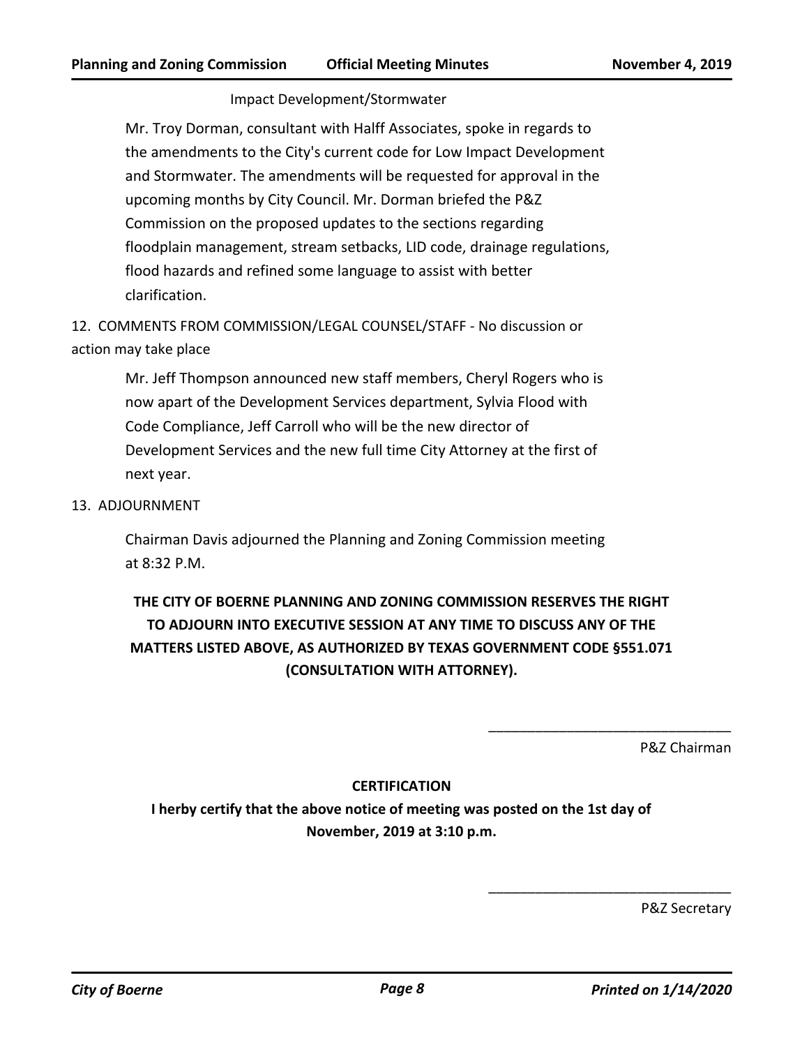Impact Development/Stormwater

Mr. Troy Dorman, consultant with Halff Associates, spoke in regards to the amendments to the City's current code for Low Impact Development and Stormwater. The amendments will be requested for approval in the upcoming months by City Council. Mr. Dorman briefed the P&Z Commission on the proposed updates to the sections regarding floodplain management, stream setbacks, LID code, drainage regulations, flood hazards and refined some language to assist with better clarification.

12. COMMENTS FROM COMMISSION/LEGAL COUNSEL/STAFF - No discussion or action may take place

Mr. Jeff Thompson announced new staff members, Cheryl Rogers who is now apart of the Development Services department, Sylvia Flood with Code Compliance, Jeff Carroll who will be the new director of Development Services and the new full time City Attorney at the first of next year.

13. ADJOURNMENT

Chairman Davis adjourned the Planning and Zoning Commission meeting at 8:32 P.M.

**THE CITY OF BOERNE PLANNING AND ZONING COMMISSION RESERVES THE RIGHT TO ADJOURN INTO EXECUTIVE SESSION AT ANY TIME TO DISCUSS ANY OF THE MATTERS LISTED ABOVE, AS AUTHORIZED BY TEXAS GOVERNMENT CODE §551.071 (CONSULTATION WITH ATTORNEY).**

_______________________________
P&Z Chairman

**CERTIFICATION**

**I herby certify that the above notice of meeting was posted on the 1st day of November, 2019 at 3:10 p.m.**

_______________________________
P&Z Secretary